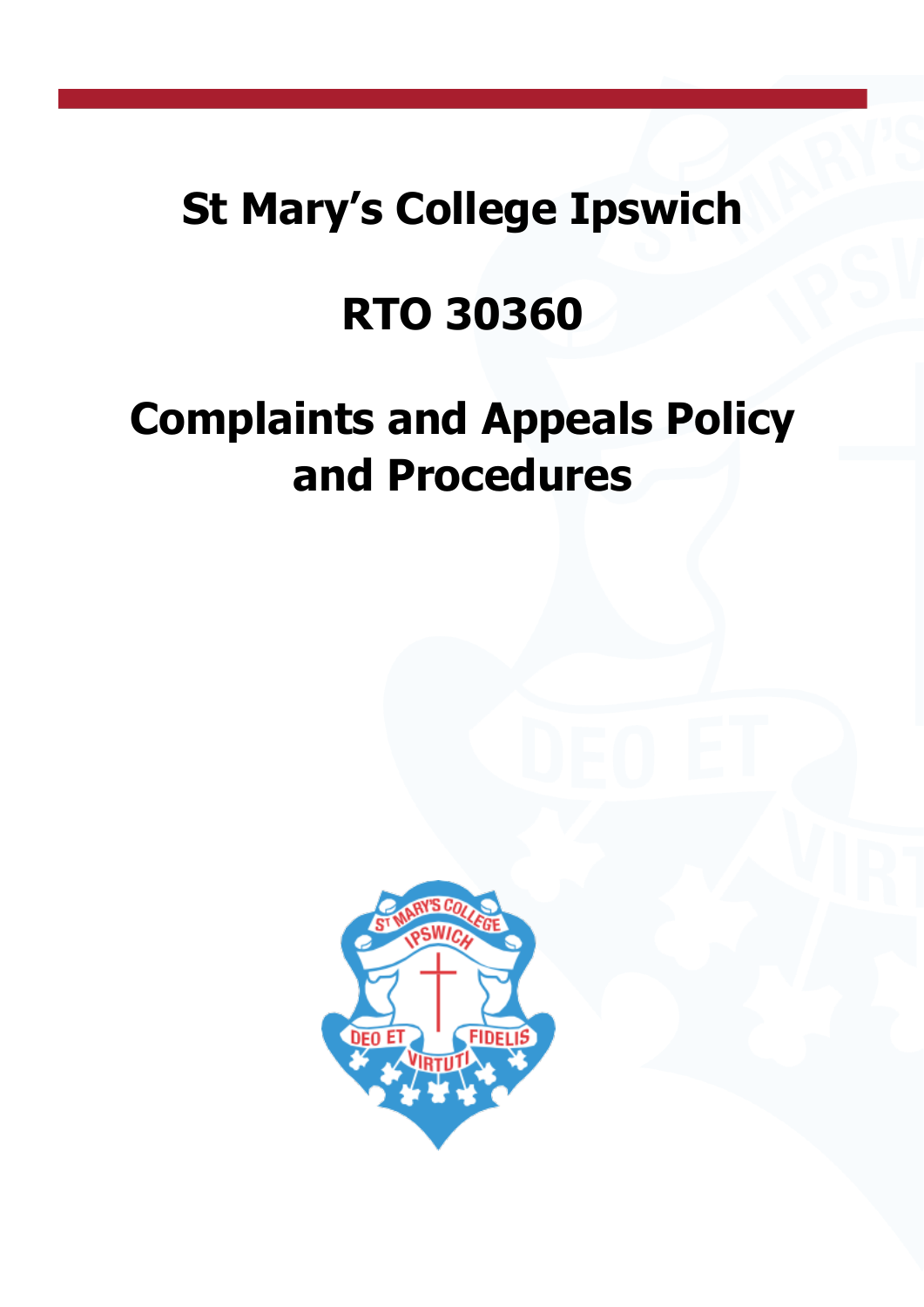# St Mary's College Ipswich

# RTO 30360

# Complaints and Appeals Policy and Procedures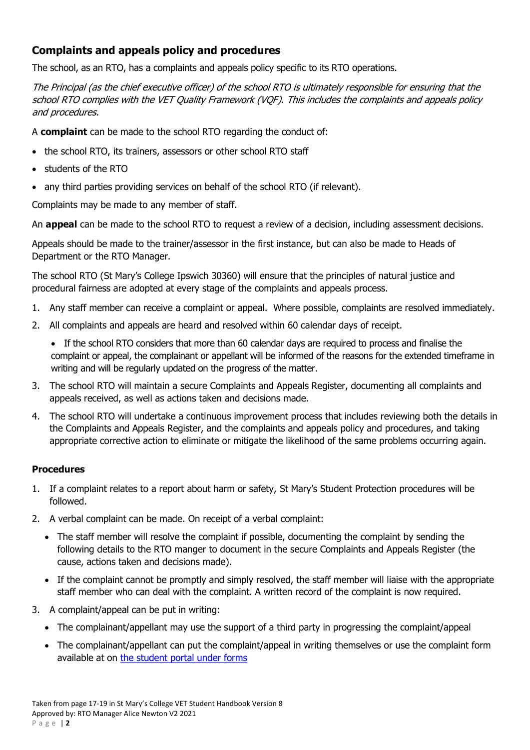## Complaints and appeals policy and procedures

The school, as an RTO, has a complaints and appeals policy specific to its RTO operations.

*The Principal (as the chief executive officer) of the school RTO is ultimately responsible for ensuring that the school RTO complies with the VET Quality Framework (VQF). This includes the complaints and appeals policy and procedures.*

A **complaint** can be made to the school RTO regarding the conduct of:

- the school RTO, its trainers, assessors or other school RTO staff
- students of the RTO
- any third parties providing services on behalf of the school RTO (if relevant).

Complaints may be made to any member of staff.

An **appeal** can be made to the school RTO to request a review of a decision, including assessment decisions.

Appeals should be made to the trainer/assessor in the first instance, but can also be made to Heads of Department or the RTO Manager.

The school RTO (St Mary's College Ipswich 30360) will ensure that the principles of natural justice and procedural fairness are adopted at every stage of the complaints and appeals process.

1. Any staff member can receive a complaint or appeal. Where possible, complaints are resolved immediately.
2. All complaints and appeals are heard and resolved within 60 calendar days of receipt.
   - If the school RTO considers that more than 60 calendar days are required to process and finalise the complaint or appeal, the complainant or appellant will be informed of the reasons for the extended timeframe in writing and will be regularly updated on the progress of the matter.
3. The school RTO will maintain a secure Complaints and Appeals Register, documenting all complaints and appeals received, as well as actions taken and decisions made.
4. The school RTO will undertake a continuous improvement process that includes reviewing both the details in the Complaints and Appeals Register, and the complaints and appeals policy and procedures, and taking appropriate corrective action to eliminate or mitigate the likelihood of the same problems occurring again.

### Procedures

1. If a complaint relates to a report about harm or safety, St Mary's Student Protection procedures will be followed.
2. A verbal complaint can be made. On receipt of a verbal complaint:
   - The staff member will resolve the complaint if possible, documenting the complaint by sending the following details to the RTO manger to document in the secure Complaints and Appeals Register (the cause, actions taken and decisions made).
   - If the complaint cannot be promptly and simply resolved, the staff member will liaise with the appropriate staff member who can deal with the complaint. A written record of the complaint is now required.
3. A complaint/appeal can be put in writing:
   - The complainant/appellant may use the support of a third party in progressing the complaint/appeal
   - The complainant/appellant can put the complaint/appeal in writing themselves or use the complaint form available at on the student portal under forms

Taken from page 17-19 in St Mary's College VET Student Handbook Version 8
Approved by: RTO Manager Alice Newton V2 2021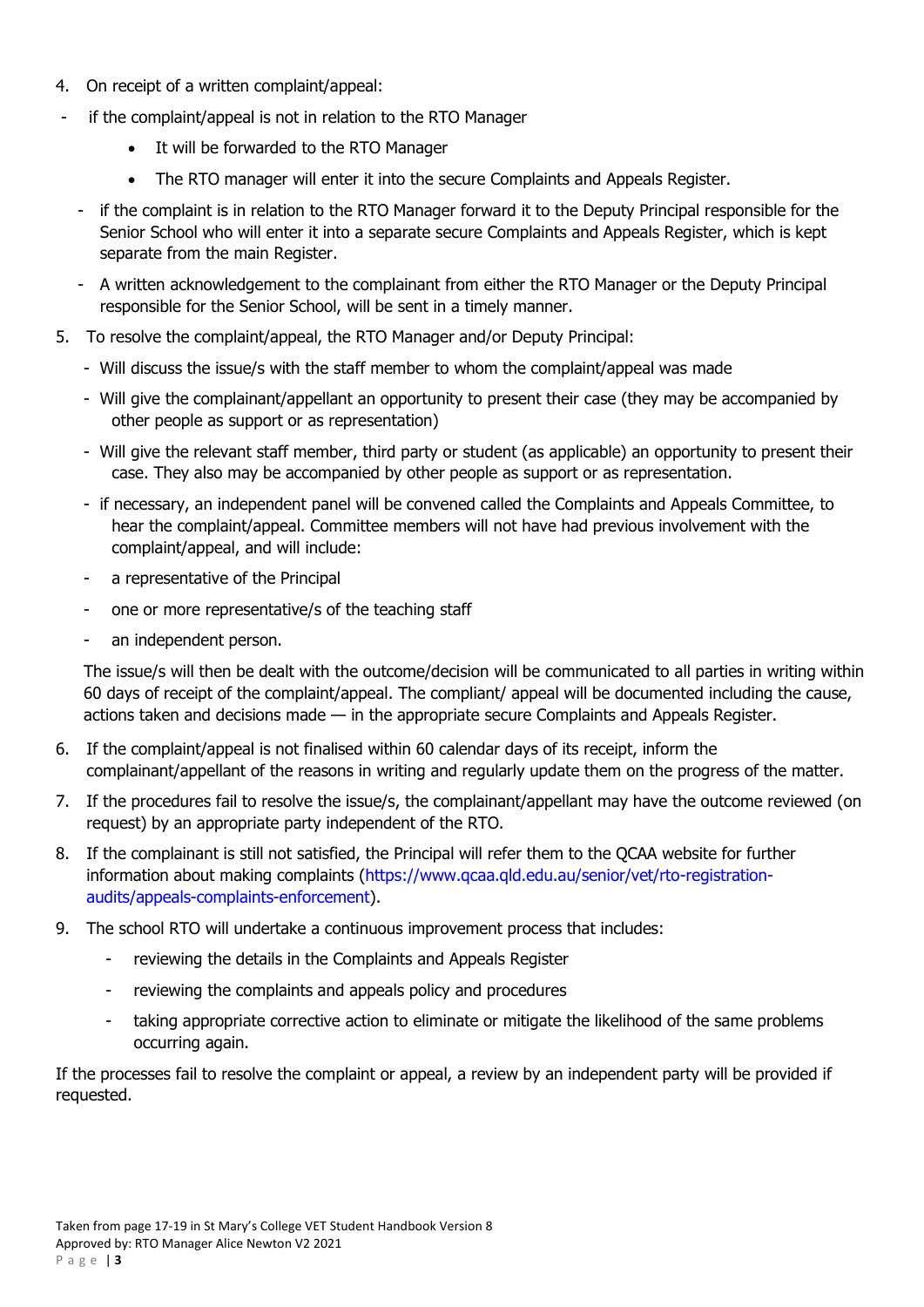4. On receipt of a written complaint/appeal:

- if the complaint/appeal is not in relation to the RTO Manager
    - It will be forwarded to the RTO Manager
    - The RTO manager will enter it into the secure Complaints and Appeals Register.
- if the complaint is in relation to the RTO Manager forward it to the Deputy Principal responsible for the Senior School who will enter it into a separate secure Complaints and Appeals Register, which is kept separate from the main Register.
- A written acknowledgement to the complainant from either the RTO Manager or the Deputy Principal responsible for the Senior School, will be sent in a timely manner.

5. To resolve the complaint/appeal, the RTO Manager and/or Deputy Principal:

- Will discuss the issue/s with the staff member to whom the complaint/appeal was made
- Will give the complainant/appellant an opportunity to present their case (they may be accompanied by other people as support or as representation)
- Will give the relevant staff member, third party or student (as applicable) an opportunity to present their case. They also may be accompanied by other people as support or as representation.
- if necessary, an independent panel will be convened called the Complaints and Appeals Committee, to hear the complaint/appeal. Committee members will not have had previous involvement with the complaint/appeal, and will include:
- a representative of the Principal
- one or more representative/s of the teaching staff
- an independent person.

The issue/s will then be dealt with the outcome/decision will be communicated to all parties in writing within 60 days of receipt of the complaint/appeal. The compliant/ appeal will be documented including the cause, actions taken and decisions made — in the appropriate secure Complaints and Appeals Register.

6. If the complaint/appeal is not finalised within 60 calendar days of its receipt, inform the complainant/appellant of the reasons in writing and regularly update them on the progress of the matter.
7. If the procedures fail to resolve the issue/s, the complainant/appellant may have the outcome reviewed (on request) by an appropriate party independent of the RTO.
8. If the complainant is still not satisfied, the Principal will refer them to the QCAA website for further information about making complaints (https://www.qcaa.qld.edu.au/senior/vet/rto-registration-audits/appeals-complaints-enforcement).
9. The school RTO will undertake a continuous improvement process that includes:
    - reviewing the details in the Complaints and Appeals Register
    - reviewing the complaints and appeals policy and procedures
    - taking appropriate corrective action to eliminate or mitigate the likelihood of the same problems occurring again.

If the processes fail to resolve the complaint or appeal, a review by an independent party will be provided if requested.

Taken from page 17-19 in St Mary's College VET Student Handbook Version 8
Approved by: RTO Manager Alice Newton V2 2021